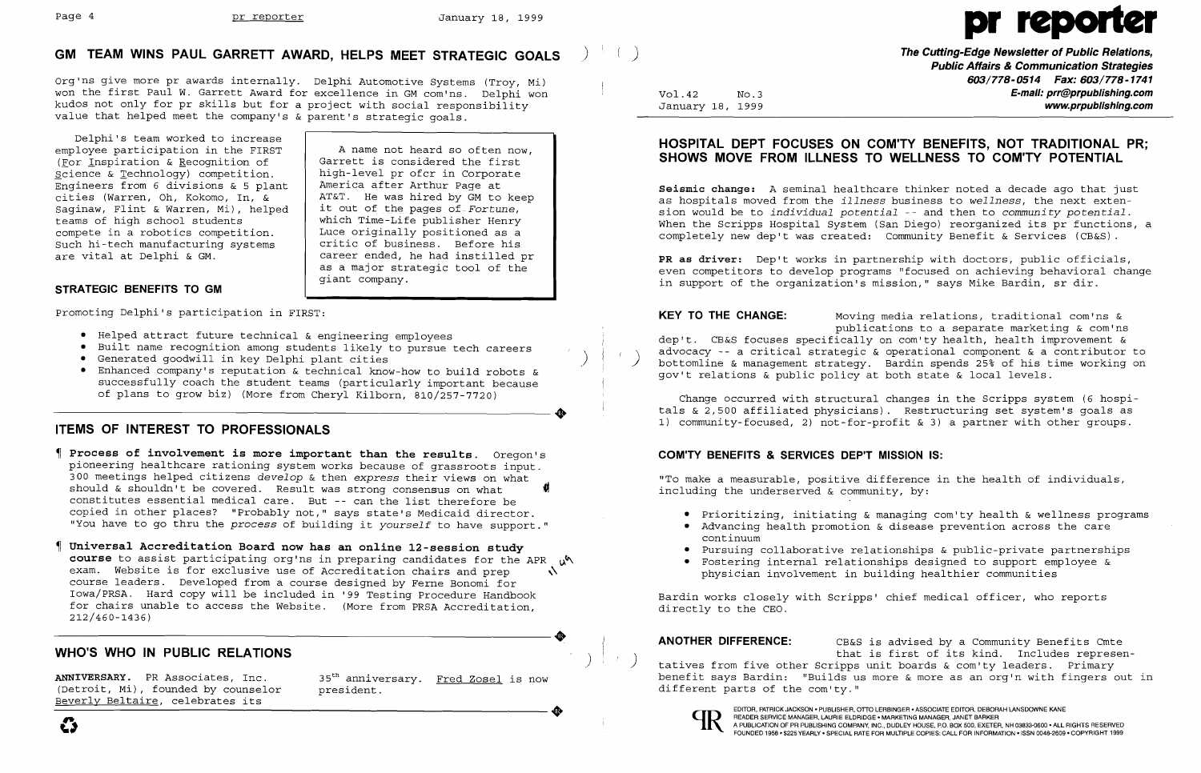## GM TEAM WINS PAUL GARRETT AWARD, HELPS MEET STRATEGIC GOALS

Org'ns give more pr awards internally. Delphi Automotive Systems (Troy, Mi) won the first Paul W. Garrett Award for excellence in GM com'ns. Delphi won kudos not only for pr skills but for a project with social responsibility value that helped meet the company's & parent's strategic goals.

Delphi's team worked to increase employee participation in the FIRST (For Inspiration & Recognition of Science & Technology) competition. Engineers from 6 divisions & 5 plant cities (Warren, Oh, Kokomo, In, & Saginaw, Flint & Warren, Mi), helped teams of high school students compete in a robotics competition. Such hi-tech manufacturing systems are vital at Delphi & GM.

> A name not heard so often now, Garrett is considered the first high-level pr ofcr in Corporate America after Arthur Page at AT&T. He was hired by GM to keep it out of the pages of *Fortune*, which Time-Life publisher Henry Luce originally positioned as a critic of business. Before his career ended, he had instilled pr as a major strategic tool of the giant company.

### STRATEGIC BENEFITS TO GM

Promoting Delphi's participation in FIRST:

- Helped attract future technical & engineering employees
- Built name recognition among students likely to pursue tech careers
- Generated goodwill in key Delphi plant cities
- Enhanced company's reputation & technical know-how to build robots & successfully coach the student teams (particularly important because of plans to grow biz) (More from Cheryl Kilborn, 810/257-7720)

## ITEMS OF INTEREST TO PROFESSIONALS

¶ **Process of involvement is more important than the results.** Oregon's pioneering healthcare rationing system works because of grassroots input. 300 meetings helped citizens *develop* & then *express* their views on what should & shouldn't be covered. Result was strong consensus on what constitutes essential medical care. But -- can the list therefore be copied in other places? "Probably not," says state's Medicaid director. "You have to go thru the *process* of building it *yourself* to have support."

¶ **Universal Accreditation Board now has an online 12-session study course** to assist participating org'ns in preparing candidates for the APR exam. Website is for exclusive use of Accreditation chairs and prep course leaders. Developed from a course designed by Ferne Bonomi for Iowa/PRSA. Hard copy will be included in '99 Testing Procedure Handbook for chairs unable to access the Website. (More from PRSA Accreditation, 212/460-1436)

## WHO'S WHO IN PUBLIC RELATIONS

**ANNIVERSARY.** PR Associates, Inc. (Detroit, Mi), founded by counselor Beverly Beltaire, celebrates its 35th anniversary. Fred Zosel is now president.

# pr reporter

**The Cutting-Edge Newsletter of Public Relations, Public Affairs & Communication Strategies**
**603/778-0514 Fax: 603/778-1741**
**E-mail: prr@prpublishing.com**
**www.prpublishing.com**

Vol.42 No.3
January 18, 1999

## HOSPITAL DEPT FOCUSES ON COM'TY BENEFITS, NOT TRADITIONAL PR; SHOWS MOVE FROM ILLNESS TO WELLNESS TO COM'TY POTENTIAL

**Seismic change:** A seminal healthcare thinker noted a decade ago that just as hospitals moved from the *illness* business to *wellness*, the next extension would be to *individual potential* -- and then to *community potential*. When the Scripps Hospital System (San Diego) reorganized its pr functions, a completely new dep't was created: Community Benefit & Services (CB&S).

**PR as driver:** Dep't works in partnership with doctors, public officials, even competitors to develop programs "focused on achieving behavioral change in support of the organization's mission," says Mike Bardin, sr dir.

**KEY TO THE CHANGE:** Moving media relations, traditional com'ns & publications to a separate marketing & com'ns dep't. CB&S focuses specifically on com'ty health, health improvement & advocacy -- a critical strategic & operational component & a contributor to bottomline & management strategy. Bardin spends 25% of his time working on gov't relations & public policy at both state & local levels.

Change occurred with structural changes in the Scripps system (6 hospitals & 2,500 affiliated physicians). Restructuring set system's goals as 1) community-focused, 2) not-for-profit & 3) a partner with other groups.

### COM'TY BENEFITS & SERVICES DEP'T MISSION IS:

"To make a measurable, positive difference in the health of individuals, including the underserved & community, by:

- Prioritizing, initiating & managing com'ty health & wellness programs
- Advancing health promotion & disease prevention across the care continuum
- Pursuing collaborative relationships & public-private partnerships
- Fostering internal relationships designed to support employee & physician involvement in building healthier communities

Bardin works closely with Scripps' chief medical officer, who reports directly to the CEO.

**ANOTHER DIFFERENCE:** CB&S is advised by a Community Benefits Cmte that is first of its kind. Includes representatives from five other Scripps unit boards & com'ty leaders. Primary benefit says Bardin: "Builds us more & more as an org'n with fingers out in different parts of the com'ty."

EDITOR, PATRICK JACKSON • PUBLISHER, OTTO LERBINGER • ASSOCIATE EDITOR, DEBORAH LANSDOWNE KANE
READER SERVICE MANAGER, LAURIE ELDRIDGE • MARKETING MANAGER, JANET BARKER
A PUBLICATION OF PR PUBLISHING COMPANY, INC., DUDLEY HOUSE, P.O. BOX 600, EXETER, NH 03833-0600 • ALL RIGHTS RESERVED
FOUNDED 1958 • $225 YEARLY • SPECIAL RATE FOR MULTIPLE COPIES: CALL FOR INFORMATION • ISSN 0048-2609 • COPYRIGHT 1999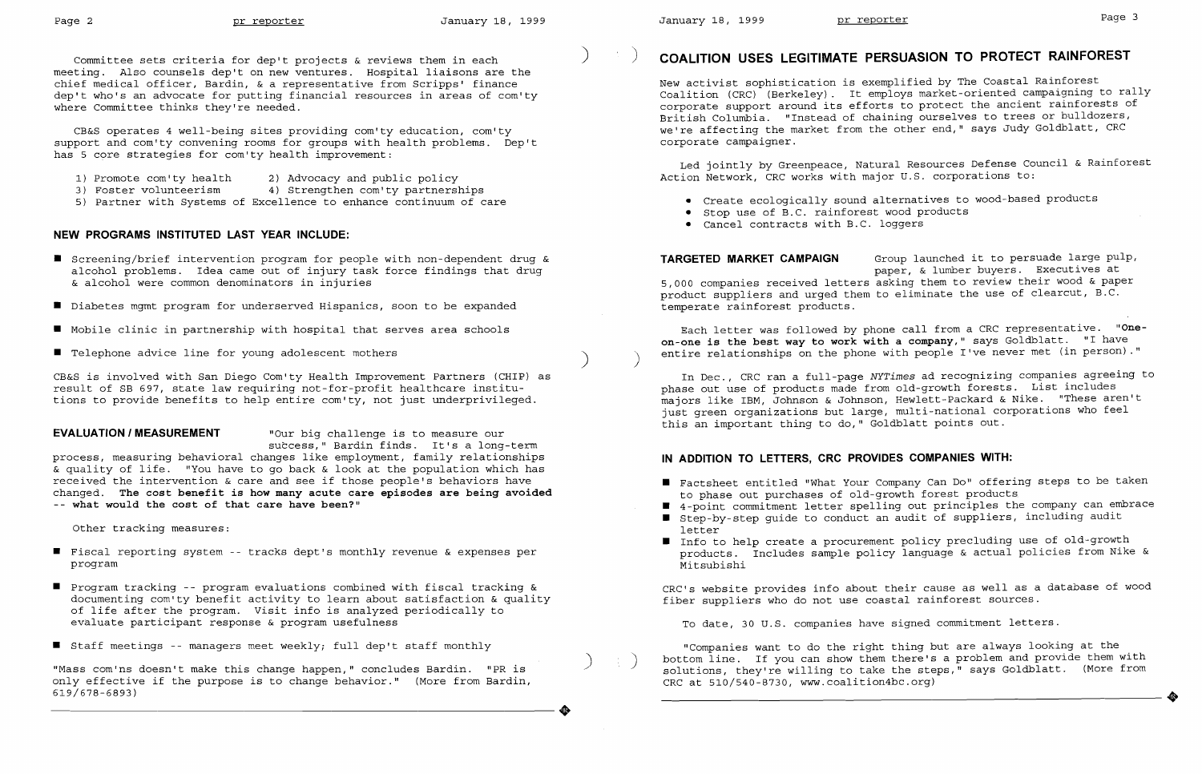Committee sets criteria for dep't projects & reviews them in each meeting. Also counsels dep't on new ventures. Hospital liaisons are the chief medical officer, Bardin, & a representative from Scripps' finance dep't who's an advocate for putting financial resources in areas of com'ty where Committee thinks they're needed.

CB&S operates 4 well-being sites providing com'ty education, com'ty support and com'ty convening rooms for groups with health problems. Dep't has 5 core strategies for com'ty health improvement:

1) Promote com'ty health
2) Advocacy and public policy
3) Foster volunteerism
4) Strengthen com'ty partnerships
5) Partner with Systems of Excellence to enhance continuum of care

## NEW PROGRAMS INSTITUTED LAST YEAR INCLUDE:

- Screening/brief intervention program for people with non-dependent drug & alcohol problems. Idea came out of injury task force findings that drug & alcohol were common denominators in injuries
- Diabetes mgmt program for underserved Hispanics, soon to be expanded
- Mobile clinic in partnership with hospital that serves area schools
- Telephone advice line for young adolescent mothers

CB&S is involved with San Diego Com'ty Health Improvement Partners (CHIP) as result of SB 697, state law requiring not-for-profit healthcare institutions to provide benefits to help entire com'ty, not just underprivileged.

**EVALUATION / MEASUREMENT** "Our big challenge is to measure our success," Bardin finds. It's a long-term process, measuring behavioral changes like employment, family relationships & quality of life. "You have to go back & look at the population which has received the intervention & care and see if those people's behaviors have changed. **The cost benefit is how many acute care episodes are being avoided -- what would the cost of that care have been?"**

Other tracking measures:

- Fiscal reporting system -- tracks dept's monthly revenue & expenses per program
- Program tracking -- program evaluations combined with fiscal tracking & documenting com'ty benefit activity to learn about satisfaction & quality of life after the program. Visit info is analyzed periodically to evaluate participant response & program usefulness
- Staff meetings -- managers meet weekly; full dep't staff monthly

"Mass com'ns doesn't make this change happen," concludes Bardin. "PR is only effective if the purpose is to change behavior." (More from Bardin, 619/678-6893)

# COALITION USES LEGITIMATE PERSUASION TO PROTECT RAINFOREST

New activist sophistication is exemplified by The Coastal Rainforest Coalition (CRC) (Berkeley). It employs market-oriented campaigning to rally corporate support around its efforts to protect the ancient rainforests of British Columbia. "Instead of chaining ourselves to trees or bulldozers, we're affecting the market from the other end," says Judy Goldblatt, CRC corporate campaigner.

Led jointly by Greenpeace, Natural Resources Defense Council & Rainforest Action Network, CRC works with major U.S. corporations to:

- Create ecologically sound alternatives to wood-based products
- Stop use of B.C. rainforest wood products
- Cancel contracts with B.C. loggers

**TARGETED MARKET CAMPAIGN** Group launched it to persuade large pulp, paper, & lumber buyers. Executives at 5,000 companies received letters asking them to review their wood & paper product suppliers and urged them to eliminate the use of clearcut, B.C. temperate rainforest products.

Each letter was followed by phone call from a CRC representative. **"One-on-one is the best way to work with a company,"** says Goldblatt. "I have entire relationships on the phone with people I've never met (in person)."

In Dec., CRC ran a full-page *NYTimes* ad recognizing companies agreeing to phase out use of products made from old-growth forests. List includes majors like IBM, Johnson & Johnson, Hewlett-Packard & Nike. "These aren't just green organizations but large, multi-national corporations who feel this an important thing to do," Goldblatt points out.

## IN ADDITION TO LETTERS, CRC PROVIDES COMPANIES WITH:

- Factsheet entitled "What Your Company Can Do" offering steps to be taken to phase out purchases of old-growth forest products
- 4-point commitment letter spelling out principles the company can embrace
- Step-by-step guide to conduct an audit of suppliers, including audit letter
- Info to help create a procurement policy precluding use of old-growth products. Includes sample policy language & actual policies from Nike & Mitsubishi

CRC's website provides info about their cause as well as a database of wood fiber suppliers who do not use coastal rainforest sources.

To date, 30 U.S. companies have signed commitment letters.

"Companies want to do the right thing but are always looking at the bottom line. If you can show them there's a problem and provide them with solutions, they're willing to take the steps," says Goldblatt. (More from CRC at 510/540-8730, www.coalition4bc.org)